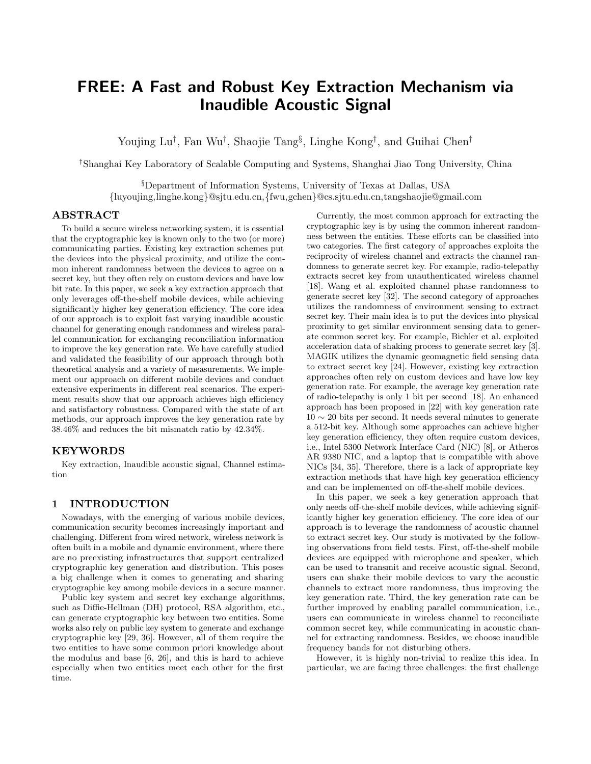# FREE: A Fast and Robust Key Extraction Mechanism via Inaudible Acoustic Signal

Youjing Lu[†], Fan Wu[†], Shaojie Tang[§], Linghe Kong[†], and Guihai Chen[†]

[†]Shanghai Key Laboratory of Scalable Computing and Systems, Shanghai Jiao Tong University, China

[§]Department of Information Systems, University of Texas at Dallas, USA
{luyoujing,linghe.kong}@sjtu.edu.cn,{fwu,gchen}@cs.sjtu.edu.cn,tangshaojie@gmail.com

## ABSTRACT

To build a secure wireless networking system, it is essential that the cryptographic key is known only to the two (or more) communicating parties. Existing key extraction schemes put the devices into the physical proximity, and utilize the common inherent randomness between the devices to agree on a secret key, but they often rely on custom devices and have low bit rate. In this paper, we seek a key extraction approach that only leverages off-the-shelf mobile devices, while achieving significantly higher key generation efficiency. The core idea of our approach is to exploit fast varying inaudible acoustic channel for generating enough randomness and wireless parallel communication for exchanging reconciliation information to improve the key generation rate. We have carefully studied and validated the feasibility of our approach through both theoretical analysis and a variety of measurements. We implement our approach on different mobile devices and conduct extensive experiments in different real scenarios. The experiment results show that our approach achieves high efficiency and satisfactory robustness. Compared with the state of art methods, our approach improves the key generation rate by 38.46% and reduces the bit mismatch ratio by 42.34%.

## KEYWORDS

Key extraction, Inaudible acoustic signal, Channel estimation

## 1 INTRODUCTION

Nowadays, with the emerging of various mobile devices, communication security becomes increasingly important and challenging. Different from wired network, wireless network is often built in a mobile and dynamic environment, where there are no preexisting infrastructures that support centralized cryptographic key generation and distribution. This poses a big challenge when it comes to generating and sharing cryptographic key among mobile devices in a secure manner.

Public key system and secret key exchange algorithms, such as Diffie-Hellman (DH) protocol, RSA algorithm, etc., can generate cryptographic key between two entities. Some works also rely on public key system to generate and exchange cryptographic key [29, 36]. However, all of them require the two entities to have some common priori knowledge about the modulus and base [6, 26], and this is hard to achieve especially when two entities meet each other for the first time.

Currently, the most common approach for extracting the cryptographic key is by using the common inherent randomness between the entities. These efforts can be classified into two categories. The first category of approaches exploits the reciprocity of wireless channel and extracts the channel randomness to generate secret key. For example, radio-telepathy extracts secret key from unauthenticated wireless channel [18]. Wang et al. exploited channel phase randomness to generate secret key [32]. The second category of approaches utilizes the randomness of environment sensing to extract secret key. Their main idea is to put the devices into physical proximity to get similar environment sensing data to generate common secret key. For example, Bichler et al. exploited acceleration data of shaking process to generate secret key [3]. MAGIK utilizes the dynamic geomagnetic field sensing data to extract secret key [24]. However, existing key extraction approaches often rely on custom devices and have low key generation rate. For example, the average key generation rate of radio-telepathy is only 1 bit per second [18]. An enhanced approach has been proposed in [22] with key generation rate $10 \sim 20$ bits per second. It needs several minutes to generate a 512-bit key. Although some approaches can achieve higher key generation efficiency, they often require custom devices, i.e., Intel 5300 Network Interface Card (NIC) [8], or Atheros AR 9380 NIC, and a laptop that is compatible with above NICs [34, 35]. Therefore, there is a lack of appropriate key extraction methods that have high key generation efficiency and can be implemented on off-the-shelf mobile devices.

In this paper, we seek a key generation approach that only needs off-the-shelf mobile devices, while achieving significantly higher key generation efficiency. The core idea of our approach is to leverage the randomness of acoustic channel to extract secret key. Our study is motivated by the following observations from field tests. First, off-the-shelf mobile devices are equipped with microphone and speaker, which can be used to transmit and receive acoustic signal. Second, users can shake their mobile devices to vary the acoustic channels to extract more randomness, thus improving the key generation rate. Third, the key generation rate can be further improved by enabling parallel communication, i.e., users can communicate in wireless channel to reconciliate common secret key, while communicating in acoustic channel for extracting randomness. Besides, we choose inaudible frequency bands for not disturbing others.

However, it is highly non-trivial to realize this idea. In particular, we are facing three challenges: the first challenge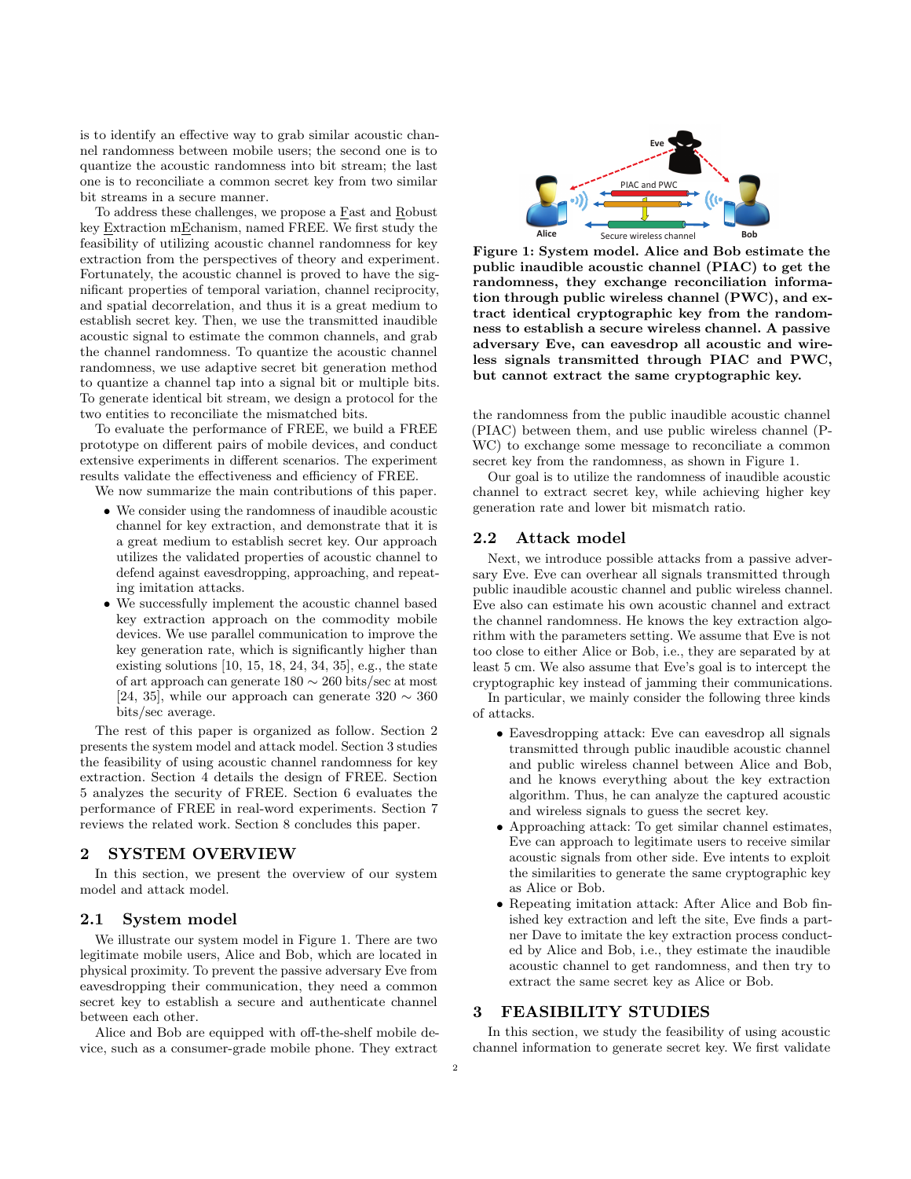is to identify an effective way to grab similar acoustic channel randomness between mobile users; the second one is to quantize the acoustic randomness into bit stream; the last one is to reconciliate a common secret key from two similar bit streams in a secure manner.

To address these challenges, we propose a Fast and Robust key Extraction mEchanism, named FREE. We first study the feasibility of utilizing acoustic channel randomness for key extraction from the perspectives of theory and experiment. Fortunately, the acoustic channel is proved to have the significant properties of temporal variation, channel reciprocity, and spatial decorrelation, and thus it is a great medium to establish secret key. Then, we use the transmitted inaudible acoustic signal to estimate the common channels, and grab the channel randomness. To quantize the acoustic channel randomness, we use adaptive secret bit generation method to quantize a channel tap into a signal bit or multiple bits. To generate identical bit stream, we design a protocol for the two entities to reconciliate the mismatched bits.

To evaluate the performance of FREE, we build a FREE prototype on different pairs of mobile devices, and conduct extensive experiments in different scenarios. The experiment results validate the effectiveness and efficiency of FREE.

We now summarize the main contributions of this paper.

- We consider using the randomness of inaudible acoustic channel for key extraction, and demonstrate that it is a great medium to establish secret key. Our approach utilizes the validated properties of acoustic channel to defend against eavesdropping, approaching, and repeating imitation attacks.
- We successfully implement the acoustic channel based key extraction approach on the commodity mobile devices. We use parallel communication to improve the key generation rate, which is significantly higher than existing solutions [10, 15, 18, 24, 34, 35], e.g., the state of art approach can generate 180 ∼ 260 bits/sec at most [24, 35], while our approach can generate 320 ∼ 360 bits/sec average.

The rest of this paper is organized as follow. Section 2 presents the system model and attack model. Section 3 studies the feasibility of using acoustic channel randomness for key extraction. Section 4 details the design of FREE. Section 5 analyzes the security of FREE. Section 6 evaluates the performance of FREE in real-word experiments. Section 7 reviews the related work. Section 8 concludes this paper.

## 2 SYSTEM OVERVIEW

In this section, we present the overview of our system model and attack model.

### 2.1 System model

We illustrate our system model in Figure 1. There are two legitimate mobile users, Alice and Bob, which are located in physical proximity. To prevent the passive adversary Eve from eavesdropping their communication, they need a common secret key to establish a secure and authenticate channel between each other.

Alice and Bob are equipped with off-the-shelf mobile device, such as a consumer-grade mobile phone. They extract the randomness from the public inaudible acoustic channel (PIAC) between them, and use public wireless channel (P-WC) to exchange some message to reconciliate a common secret key from the randomness, as shown in Figure 1.

**Figure 1: System model. Alice and Bob estimate the public inaudible acoustic channel (PIAC) to get the randomness, they exchange reconciliation information through public wireless channel (PWC), and extract identical cryptographic key from the randomness to establish a secure wireless channel. A passive adversary Eve, can eavesdrop all acoustic and wireless signals transmitted through PIAC and PWC, but cannot extract the same cryptographic key.**

Our goal is to utilize the randomness of inaudible acoustic channel to extract secret key, while achieving higher key generation rate and lower bit mismatch ratio.

### 2.2 Attack model

Next, we introduce possible attacks from a passive adversary Eve. Eve can overhear all signals transmitted through public inaudible acoustic channel and public wireless channel. Eve also can estimate his own acoustic channel and extract the channel randomness. He knows the key extraction algorithm with the parameters setting. We assume that Eve is not too close to either Alice or Bob, i.e., they are separated by at least 5 cm. We also assume that Eve's goal is to intercept the cryptographic key instead of jamming their communications.

In particular, we mainly consider the following three kinds of attacks.

- Eavesdropping attack: Eve can eavesdrop all signals transmitted through public inaudible acoustic channel and public wireless channel between Alice and Bob, and he knows everything about the key extraction algorithm. Thus, he can analyze the captured acoustic and wireless signals to guess the secret key.
- Approaching attack: To get similar channel estimates, Eve can approach to legitimate users to receive similar acoustic signals from other side. Eve intents to exploit the similarities to generate the same cryptographic key as Alice or Bob.
- Repeating imitation attack: After Alice and Bob finished key extraction and left the site, Eve finds a partner Dave to imitate the key extraction process conducted by Alice and Bob, i.e., they estimate the inaudible acoustic channel to get randomness, and then try to extract the same secret key as Alice or Bob.

## 3 FEASIBILITY STUDIES

In this section, we study the feasibility of using acoustic channel information to generate secret key. We first validate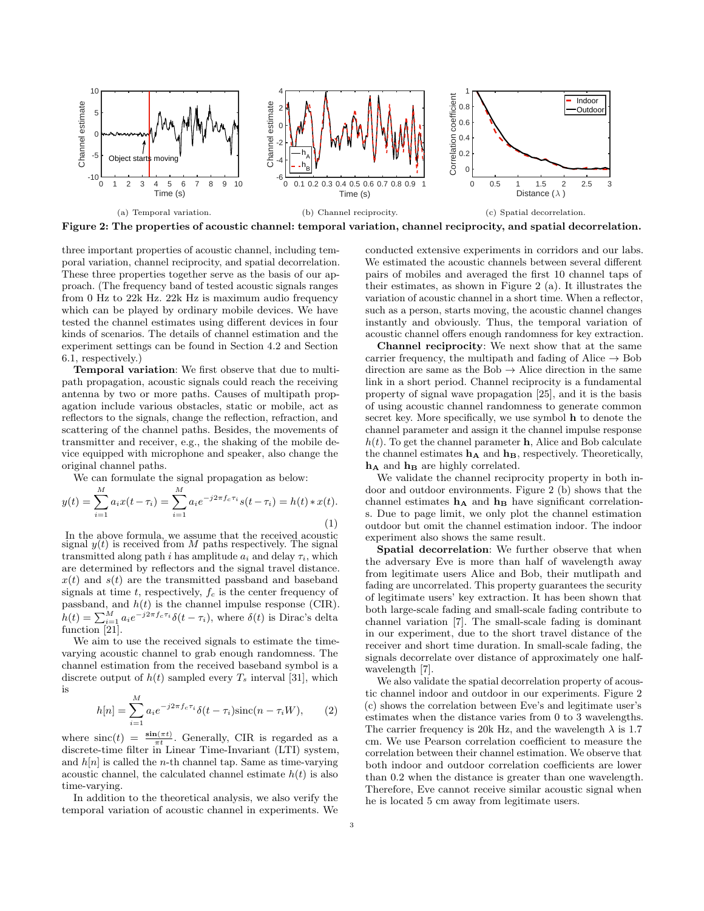(a) Temporal variation. (b) Channel reciprocity. (c) Spatial decorrelation.

**Figure 2: The properties of acoustic channel: temporal variation, channel reciprocity, and spatial decorrelation.**

three important properties of acoustic channel, including temporal variation, channel reciprocity, and spatial decorrelation. These three properties together serve as the basis of our approach. (The frequency band of tested acoustic signals ranges from 0 Hz to 22k Hz. 22k Hz is maximum audio frequency which can be played by ordinary mobile devices. We have tested the channel estimates using different devices in four kinds of scenarios. The details of channel estimation and the experiment settings can be found in Section 4.2 and Section 6.1, respectively.)

**Temporal variation**: We first observe that due to multipath propagation, acoustic signals could reach the receiving antenna by two or more paths. Causes of multipath propagation include various obstacles, static or mobile, act as reflectors to the signals, change the reflection, refraction, and scattering of the channel paths. Besides, the movements of transmitter and receiver, e.g., the shaking of the mobile device equipped with microphone and speaker, also change the original channel paths.

We can formulate the signal propagation as below:

$$y(t) = \sum_{i=1}^{M} a_i x(t - \tau_i) = \sum_{i=1}^{M} a_i e^{-j2\pi f_c \tau_i} s(t - \tau_i) = h(t) * x(t). \quad (1)$$

In the above formula, we assume that the received acoustic signal $y(t)$ is received from $M$ paths respectively. The signal transmitted along path $i$ has amplitude $a_i$ and delay $\tau_i$, which are determined by reflectors and the signal travel distance. $x(t)$ and $s(t)$ are the transmitted passband and baseband signals at time $t$, respectively, $f_c$ is the center frequency of passband, and $h(t)$ is the channel impulse response (CIR). $h(t) = \sum_{i=1}^{M} a_i e^{-j2\pi f_c \tau_i} \delta(t - \tau_i)$, where $\delta(t)$ is Dirac's delta function [21].

We aim to use the received signals to estimate the time-varying acoustic channel to grab enough randomness. The channel estimation from the received baseband symbol is a discrete output of $h(t)$ sampled every $T_s$ interval [31], which is

$$h[n] = \sum_{i=1}^{M} a_i e^{-j2\pi f_c \tau_i} \delta(t - \tau_i) \text{sinc}(n - \tau_i W), \quad (2)$$

where $\text{sinc}(t) = \frac{\sin(\pi t)}{\pi t}$. Generally, CIR is regarded as a discrete-time filter in Linear Time-Invariant (LTI) system, and $h[n]$ is called the $n$-th channel tap. Same as time-varying acoustic channel, the calculated channel estimate $h(t)$ is also time-varying.

In addition to the theoretical analysis, we also verify the temporal variation of acoustic channel in experiments. We conducted extensive experiments in corridors and our labs. We estimated the acoustic channels between several different pairs of mobiles and averaged the first 10 channel taps of their estimates, as shown in Figure 2 (a). It illustrates the variation of acoustic channel in a short time. When a reflector, such as a person, starts moving, the acoustic channel changes instantly and obviously. Thus, the temporal variation of acoustic channel offers enough randomness for key extraction.

**Channel reciprocity**: We next show that at the same carrier frequency, the multipath and fading of Alice → Bob direction are same as the Bob → Alice direction in the same link in a short period. Channel reciprocity is a fundamental property of signal wave propagation [25], and it is the basis of using acoustic channel randomness to generate common secret key. More specifically, we use symbol $\mathbf{h}$ to denote the channel parameter and assign it the channel impulse response $h(t)$. To get the channel parameter $\mathbf{h}$, Alice and Bob calculate the channel estimates $\mathbf{h_A}$ and $\mathbf{h_B}$, respectively. Theoretically, $\mathbf{h_A}$ and $\mathbf{h_B}$ are highly correlated.

We validate the channel reciprocity property in both indoor and outdoor environments. Figure 2 (b) shows that the channel estimates $\mathbf{h_A}$ and $\mathbf{h_B}$ have significant correlations. Due to page limit, we only plot the channel estimation outdoor but omit the channel estimation indoor. The indoor experiment also shows the same result.

**Spatial decorrelation**: We further observe that when the adversary Eve is more than half of wavelength away from legitimate users Alice and Bob, their mutlipath and fading are uncorrelated. This property guarantees the security of legitimate users' key extraction. It has been shown that both large-scale fading and small-scale fading contribute to channel variation [7]. The small-scale fading is dominant in our experiment, due to the short travel distance of the receiver and short time duration. In small-scale fading, the signals decorrelate over distance of approximately one half-wavelength [7].

We also validate the spatial decorrelation property of acoustic channel indoor and outdoor in our experiments. Figure 2 (c) shows the correlation between Eve's and legitimate user's estimates when the distance varies from 0 to 3 wavelengths. The carrier frequency is 20k Hz, and the wavelength $\lambda$ is 1.7 cm. We use Pearson correlation coefficient to measure the correlation between their channel estimation. We observe that both indoor and outdoor correlation coefficients are lower than 0.2 when the distance is greater than one wavelength. Therefore, Eve cannot receive similar acoustic signal when he is located 5 cm away from legitimate users.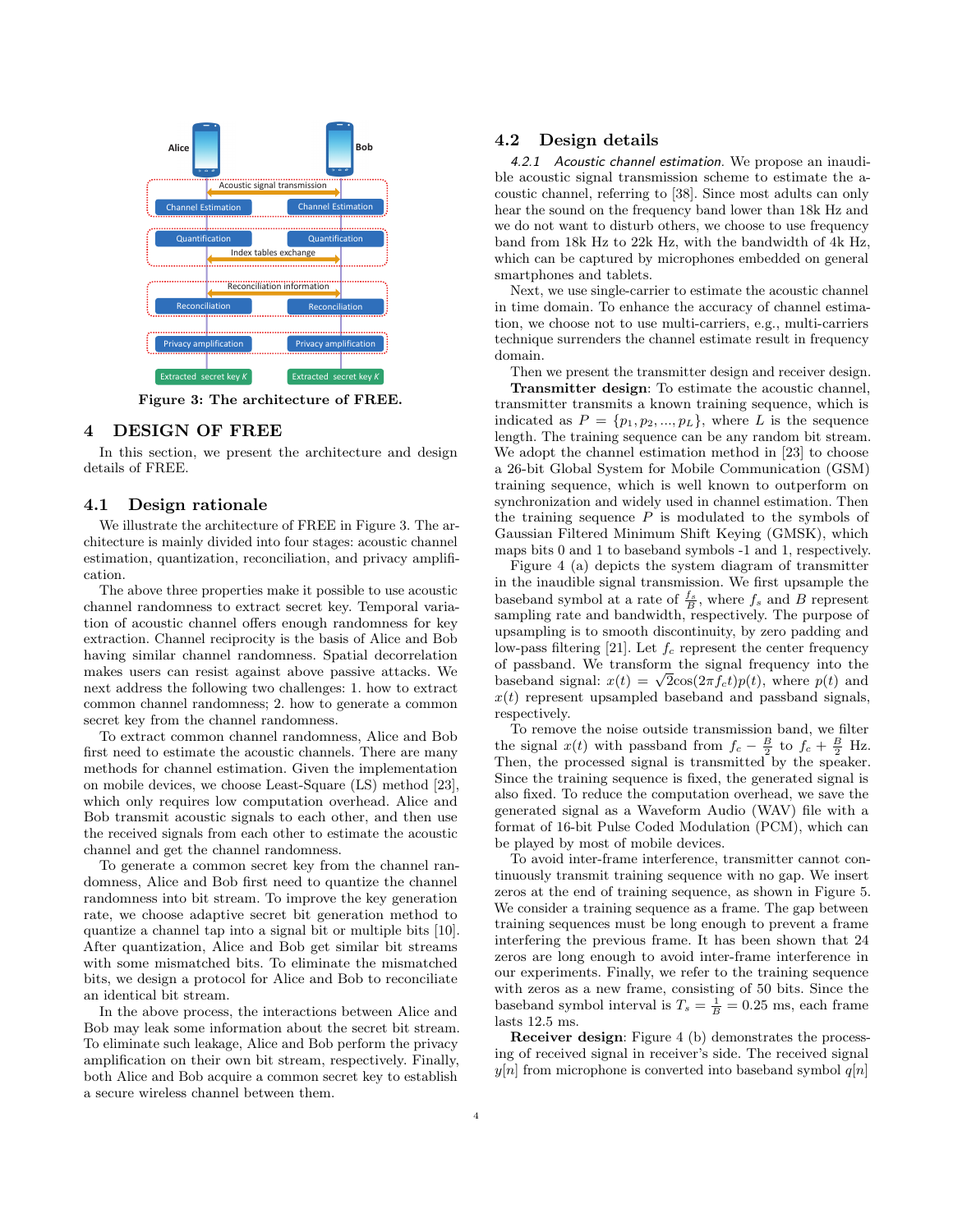Figure 3: The architecture of FREE.

# 4 DESIGN OF FREE

In this section, we present the architecture and design details of FREE.

## 4.1 Design rationale

We illustrate the architecture of FREE in Figure 3. The architecture is mainly divided into four stages: acoustic channel estimation, quantization, reconciliation, and privacy amplification.

The above three properties make it possible to use acoustic channel randomness to extract secret key. Temporal variation of acoustic channel offers enough randomness for key extraction. Channel reciprocity is the basis of Alice and Bob having similar channel randomness. Spatial decorrelation makes users can resist against above passive attacks. We next address the following two challenges: 1. how to extract common channel randomness; 2. how to generate a common secret key from the channel randomness.

To extract common channel randomness, Alice and Bob first need to estimate the acoustic channels. There are many methods for channel estimation. Given the implementation on mobile devices, we choose Least-Square (LS) method [23], which only requires low computation overhead. Alice and Bob transmit acoustic signals to each other, and then use the received signals from each other to estimate the acoustic channel and get the channel randomness.

To generate a common secret key from the channel randomness, Alice and Bob first need to quantize the channel randomness into bit stream. To improve the key generation rate, we choose adaptive secret bit generation method to quantize a channel tap into a signal bit or multiple bits [10]. After quantization, Alice and Bob get similar bit streams with some mismatched bits. To eliminate the mismatched bits, we design a protocol for Alice and Bob to reconciliate an identical bit stream.

In the above process, the interactions between Alice and Bob may leak some information about the secret bit stream. To eliminate such leakage, Alice and Bob perform the privacy amplification on their own bit stream, respectively. Finally, both Alice and Bob acquire a common secret key to establish a secure wireless channel between them.

## 4.2 Design details

*4.2.1 Acoustic channel estimation.* We propose an inaudible acoustic signal transmission scheme to estimate the acoustic channel, referring to [38]. Since most adults can only hear the sound on the frequency band lower than 18k Hz and we do not want to disturb others, we choose to use frequency band from 18k Hz to 22k Hz, with the bandwidth of 4k Hz, which can be captured by microphones embedded on general smartphones and tablets.

Next, we use single-carrier to estimate the acoustic channel in time domain. To enhance the accuracy of channel estimation, we choose not to use multi-carriers, e.g., multi-carriers technique surrenders the channel estimate result in frequency domain.

Then we present the transmitter design and receiver design.

**Transmitter design**: To estimate the acoustic channel, transmitter transmits a known training sequence, which is indicated as $P = \{p_1, p_2, ..., p_L\}$, where $L$ is the sequence length. The training sequence can be any random bit stream. We adopt the channel estimation method in [23] to choose a 26-bit Global System for Mobile Communication (GSM) training sequence, which is well known to outperform on synchronization and widely used in channel estimation. Then the training sequence $P$ is modulated to the symbols of Gaussian Filtered Minimum Shift Keying (GMSK), which maps bits 0 and 1 to baseband symbols -1 and 1, respectively.

Figure 4 (a) depicts the system diagram of transmitter in the inaudible signal transmission. We first upsample the baseband symbol at a rate of $\frac{f_s}{B}$, where $f_s$ and $B$ represent sampling rate and bandwidth, respectively. The purpose of upsampling is to smooth discontinuity, by zero padding and low-pass filtering [21]. Let $f_c$ represent the center frequency of passband. We transform the signal frequency into the baseband signal: $x(t) = \sqrt{2}\cos(2\pi f_c t)p(t)$, where $p(t)$ and $x(t)$ represent upsampled baseband and passband signals, respectively.

To remove the noise outside transmission band, we filter the signal $x(t)$ with passband from $f_c - \frac{B}{2}$ to $f_c + \frac{B}{2}$ Hz. Then, the processed signal is transmitted by the speaker. Since the training sequence is fixed, the generated signal is also fixed. To reduce the computation overhead, we save the generated signal as a Waveform Audio (WAV) file with a format of 16-bit Pulse Coded Modulation (PCM), which can be played by most of mobile devices.

To avoid inter-frame interference, transmitter cannot continuously transmit training sequence with no gap. We insert zeros at the end of training sequence, as shown in Figure 5. We consider a training sequence as a frame. The gap between training sequences must be long enough to prevent a frame interfering the previous frame. It has been shown that 24 zeros are long enough to avoid inter-frame interference in our experiments. Finally, we refer to the training sequence with zeros as a new frame, consisting of 50 bits. Since the baseband symbol interval is $T_s = \frac{1}{B} = 0.25$ ms, each frame lasts 12.5 ms.

**Receiver design**: Figure 4 (b) demonstrates the processing of received signal in receiver's side. The received signal $y[n]$ from microphone is converted into baseband symbol $q[n]$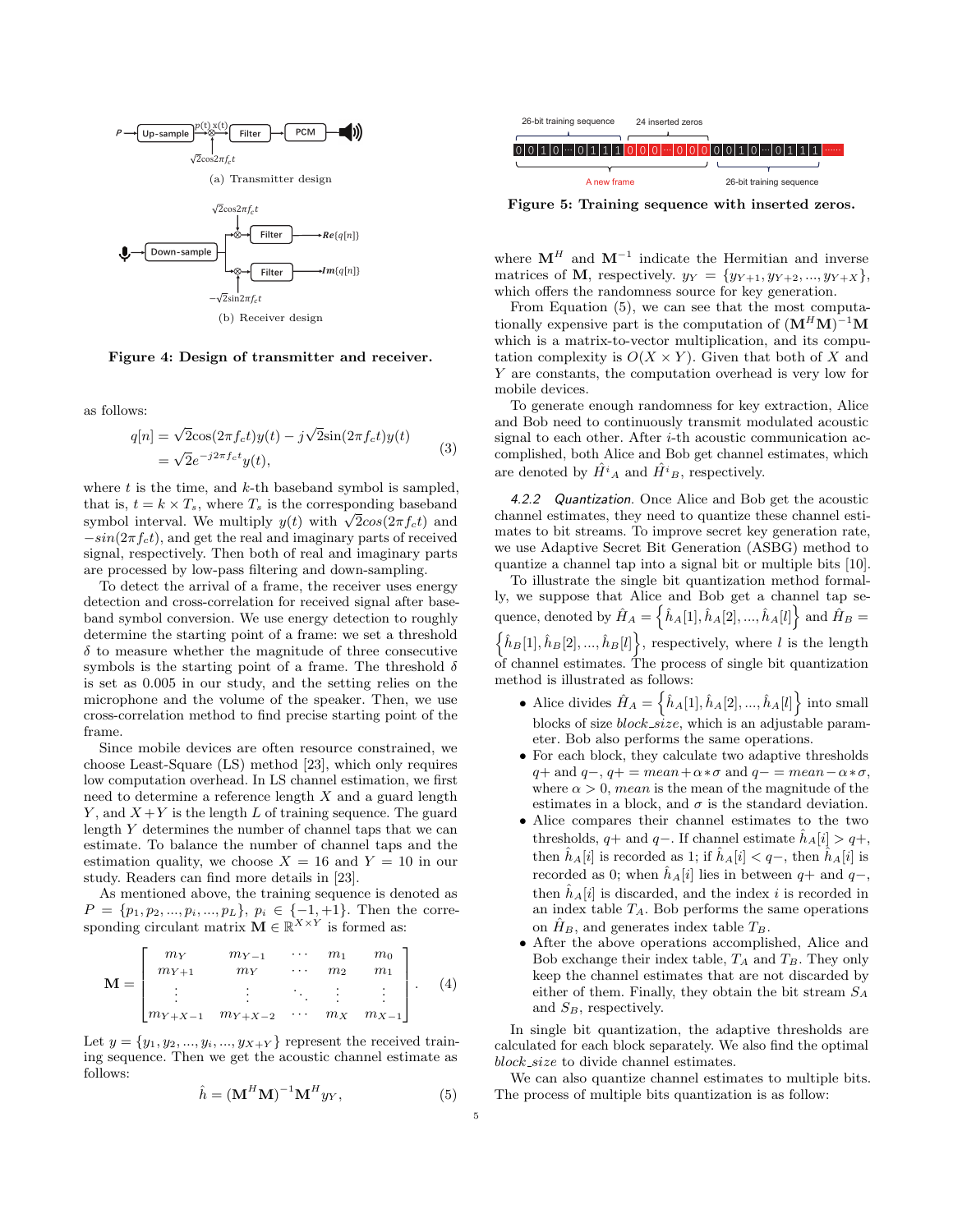(a) Transmitter design

(b) Receiver design

**Figure 4: Design of transmitter and receiver.**

as follows:

$$
\begin{aligned}
q[n] &= \sqrt{2}\cos(2\pi f_c t)y(t) - j\sqrt{2}\sin(2\pi f_c t)y(t) \\
&= \sqrt{2}e^{-j2\pi f_c t}y(t),
\end{aligned} \tag{3}
$$

where $t$ is the time, and $k$-th baseband symbol is sampled, that is, $t = k \times T_s$, where $T_s$ is the corresponding baseband symbol interval. We multiply $y(t)$ with $\sqrt{2}cos(2\pi f_c t)$ and $-sin(2\pi f_c t)$, and get the real and imaginary parts of received signal, respectively. Then both of real and imaginary parts are processed by low-pass filtering and down-sampling.

To detect the arrival of a frame, the receiver uses energy detection and cross-correlation for received signal after baseband symbol conversion. We use energy detection to roughly determine the starting point of a frame: we set a threshold $\delta$ to measure whether the magnitude of three consecutive symbols is the starting point of a frame. The threshold $\delta$ is set as 0.005 in our study, and the setting relies on the microphone and the volume of the speaker. Then, we use cross-correlation method to find precise starting point of the frame.

Since mobile devices are often resource constrained, we choose Least-Square (LS) method [23], which only requires low computation overhead. In LS channel estimation, we first need to determine a reference length $X$ and a guard length $Y$, and $X+Y$ is the length $L$ of training sequence. The guard length $Y$ determines the number of channel taps that we can estimate. To balance the number of channel taps and the estimation quality, we choose $X = 16$ and $Y = 10$ in our study. Readers can find more details in [23].

As mentioned above, the training sequence is denoted as $P = \{p_1, p_2, ..., p_i, ..., p_L\}$, $p_i \in \{-1, +1\}$. Then the corresponding circulant matrix $\mathbf{M} \in \mathbb{R}^{X \times Y}$ is formed as:

$$
\mathbf{M} = \begin{bmatrix}
m_Y & m_{Y-1} & \cdots & m_1 & m_0 \\
m_{Y+1} & m_Y & \cdots & m_2 & m_1 \\
\vdots & \vdots & \ddots & \vdots & \vdots \\
m_{Y+X-1} & m_{Y+X-2} & \cdots & m_X & m_{X-1}
\end{bmatrix}. \tag{4}
$$

Let $y = \{y_1, y_2, ..., y_i, ..., y_{X+Y}\}$ represent the received training sequence. Then we get the acoustic channel estimate as follows:

$$
\hat{h} = (\mathbf{M}^H\mathbf{M})^{-1}\mathbf{M}^H y_Y, \tag{5}
$$

26-bit training sequence | 24 inserted zeros | A new frame | 26-bit training sequence

**Figure 5: Training sequence with inserted zeros.**

where $\mathbf{M}^H$ and $\mathbf{M}^{-1}$ indicate the Hermitian and inverse matrices of $\mathbf{M}$, respectively. $y_Y = \{y_{Y+1}, y_{Y+2}, ..., y_{Y+X}\}$, which offers the randomness source for key generation.

From Equation (5), we can see that the most computationally expensive part is the computation of $(\mathbf{M}^H\mathbf{M})^{-1}\mathbf{M}$ which is a matrix-to-vector multiplication, and its computation complexity is $O(X \times Y)$. Given that both of $X$ and $Y$ are constants, the computation overhead is very low for mobile devices.

To generate enough randomness for key extraction, Alice and Bob need to continuously transmit modulated acoustic signal to each other. After $i$-th acoustic communication accomplished, both Alice and Bob get channel estimates, which are denoted by $\hat{H^i}_A$ and $\hat{H^i}_B$, respectively.

#### 4.2.2 *Quantization.*

Once Alice and Bob get the acoustic channel estimates, they need to quantize these channel estimates to bit streams. To improve secret key generation rate, we use Adaptive Secret Bit Generation (ASBG) method to quantize a channel tap into a signal bit or multiple bits [10].

To illustrate the single bit quantization method formally, we suppose that Alice and Bob get a channel tap sequence, denoted by $\hat{H}_A = \left\{\hat{h}_A[1], \hat{h}_A[2], ..., \hat{h}_A[l]\right\}$ and $\hat{H}_B = \left\{\hat{h}_B[1], \hat{h}_B[2], ..., \hat{h}_B[l]\right\}$, respectively, where $l$ is the length of channel estimates. The process of single bit quantization method is illustrated as follows:

- Alice divides $\hat{H}_A = \left\{\hat{h}_A[1], \hat{h}_A[2], ..., \hat{h}_A[l]\right\}$ into small blocks of size *block_size*, which is an adjustable parameter. Bob also performs the same operations.
- For each block, they calculate two adaptive thresholds $q+$ and $q-$, $q+ = mean + \alpha * \sigma$ and $q- = mean - \alpha * \sigma$, where $\alpha > 0$, *mean* is the mean of the magnitude of the estimates in a block, and $\sigma$ is the standard deviation.
- Alice compares their channel estimates to the two thresholds, $q+$ and $q-$. If channel estimate $\hat{h}_A[i] > q+$, then $\hat{h}_A[i]$ is recorded as 1; if $\hat{h}_A[i] < q-$, then $\hat{h}_A[i]$ is recorded as 0; when $\hat{h}_A[i]$ lies in between $q+$ and $q-$, then $\hat{h}_A[i]$ is discarded, and the index $i$ is recorded in an index table $T_A$. Bob performs the same operations on $\hat{H}_B$, and generates index table $T_B$.
- After the above operations accomplished, Alice and Bob exchange their index table, $T_A$ and $T_B$. They only keep the channel estimates that are not discarded by either of them. Finally, they obtain the bit stream $S_A$ and $S_B$, respectively.

In single bit quantization, the adaptive thresholds are calculated for each block separately. We also find the optimal *block_size* to divide channel estimates.

We can also quantize channel estimates to multiple bits. The process of multiple bits quantization is as follow: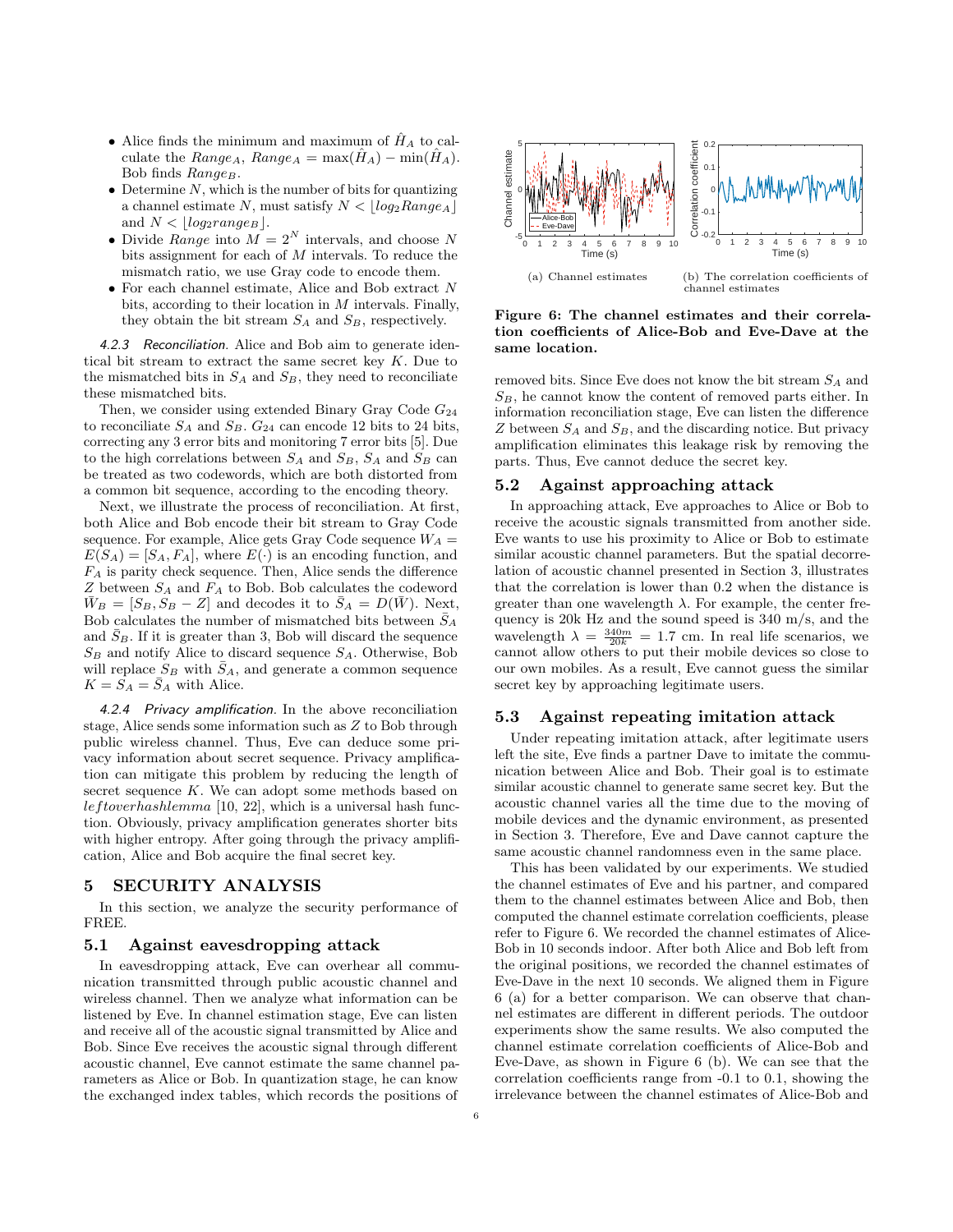- Alice finds the minimum and maximum of $\hat{H}_A$ to calculate the $Range_A$, $Range_A = \max(\hat{H}_A) - \min(\hat{H}_A)$. Bob finds $Range_B$.
- Determine $N$, which is the number of bits for quantizing a channel estimate $N$, must satisfy $N < \lfloor log_2 Range_A \rfloor$ and $N < \lfloor log_2 range_B \rfloor$.
- Divide $Range$ into $M = 2^N$ intervals, and choose $N$ bits assignment for each of $M$ intervals. To reduce the mismatch ratio, we use Gray code to encode them.
- For each channel estimate, Alice and Bob extract $N$ bits, according to their location in $M$ intervals. Finally, they obtain the bit stream $S_A$ and $S_B$, respectively.

*4.2.3 Reconciliation.* Alice and Bob aim to generate identical bit stream to extract the same secret key $K$. Due to the mismatched bits in $S_A$ and $S_B$, they need to reconciliate these mismatched bits.

Then, we consider using extended Binary Gray Code $G_{24}$ to reconciliate $S_A$ and $S_B$. $G_{24}$ can encode 12 bits to 24 bits, correcting any 3 error bits and monitoring 7 error bits [5]. Due to the high correlations between $S_A$ and $S_B$, $S_A$ and $S_B$ can be treated as two codewords, which are both distorted from a common bit sequence, according to the encoding theory.

Next, we illustrate the process of reconciliation. At first, both Alice and Bob encode their bit stream to Gray Code sequence. For example, Alice gets Gray Code sequence $W_A = E(S_A) = [S_A, F_A]$, where $E(\cdot)$ is an encoding function, and $F_A$ is parity check sequence. Then, Alice sends the difference $Z$ between $S_A$ and $F_A$ to Bob. Bob calculates the codeword $\bar{W}_B = [S_B, S_B - Z]$ and decodes it to $\bar{S}_A = D(\bar{W})$. Next, Bob calculates the number of mismatched bits between $\bar{S}_A$ and $\bar{S}_B$. If it is greater than 3, Bob will discard the sequence $S_B$ and notify Alice to discard sequence $S_A$. Otherwise, Bob will replace $S_B$ with $\bar{S}_A$, and generate a common sequence $K = S_A = \bar{S}_A$ with Alice.

*4.2.4 Privacy amplification.* In the above reconciliation stage, Alice sends some information such as $Z$ to Bob through public wireless channel. Thus, Eve can deduce some privacy information about secret sequence. Privacy amplification can mitigate this problem by reducing the length of secret sequence $K$. We can adopt some methods based on $leftoverhashlemma$ [10, 22], which is a universal hash function. Obviously, privacy amplification generates shorter bits with higher entropy. After going through the privacy amplification, Alice and Bob acquire the final secret key.

# 5 SECURITY ANALYSIS

In this section, we analyze the security performance of FREE.

## 5.1 Against eavesdropping attack

In eavesdropping attack, Eve can overhear all communication transmitted through public acoustic channel and wireless channel. Then we analyze what information can be listened by Eve. In channel estimation stage, Eve can listen and receive all of the acoustic signal transmitted by Alice and Bob. Since Eve receives the acoustic signal through different acoustic channel, Eve cannot estimate the same channel parameters as Alice or Bob. In quantization stage, he can know the exchanged index tables, which records the positions of removed bits. Since Eve does not know the bit stream $S_A$ and $S_B$, he cannot know the content of removed parts either. In information reconciliation stage, Eve can listen the difference $Z$ between $S_A$ and $S_B$, and the discarding notice. But privacy amplification eliminates this leakage risk by removing the parts. Thus, Eve cannot deduce the secret key.

(a) Channel estimates

(b) The correlation coefficients of channel estimates

**Figure 6: The channel estimates and their correlation coefficients of Alice-Bob and Eve-Dave at the same location.**

## 5.2 Against approaching attack

In approaching attack, Eve approaches to Alice or Bob to receive the acoustic signals transmitted from another side. Eve wants to use his proximity to Alice or Bob to estimate similar acoustic channel parameters. But the spatial decorrelation of acoustic channel presented in Section 3, illustrates that the correlation is lower than 0.2 when the distance is greater than one wavelength $\lambda$. For example, the center frequency is 20k Hz and the sound speed is 340 m/s, and the wavelength $\lambda = \frac{340m}{20k} = 1.7$ cm. In real life scenarios, we cannot allow others to put their mobile devices so close to our own mobiles. As a result, Eve cannot guess the similar secret key by approaching legitimate users.

## 5.3 Against repeating imitation attack

Under repeating imitation attack, after legitimate users left the site, Eve finds a partner Dave to imitate the communication between Alice and Bob. Their goal is to estimate similar acoustic channel to generate same secret key. But the acoustic channel varies all the time due to the moving of mobile devices and the dynamic environment, as presented in Section 3. Therefore, Eve and Dave cannot capture the same acoustic channel randomness even in the same place.

This has been validated by our experiments. We studied the channel estimates of Eve and his partner, and compared them to the channel estimates between Alice and Bob, then computed the channel estimate correlation coefficients, please refer to Figure 6. We recorded the channel estimates of Alice-Bob in 10 seconds indoor. After both Alice and Bob left from the original positions, we recorded the channel estimates of Eve-Dave in the next 10 seconds. We aligned them in Figure 6 (a) for a better comparison. We can observe that channel estimates are different in different periods. The outdoor experiments show the same results. We also computed the channel estimate correlation coefficients of Alice-Bob and Eve-Dave, as shown in Figure 6 (b). We can see that the correlation coefficients range from -0.1 to 0.1, showing the irrelevance between the channel estimates of Alice-Bob and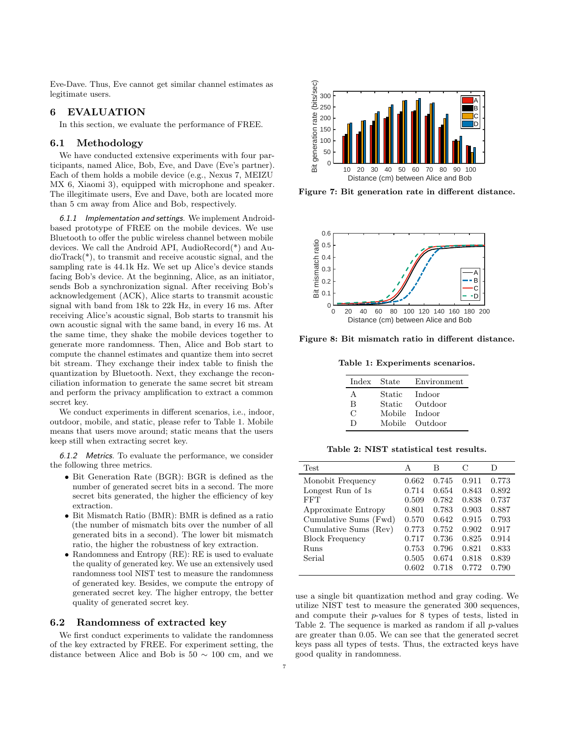Eve-Dave. Thus, Eve cannot get similar channel estimates as legitimate users.

## 6 EVALUATION

In this section, we evaluate the performance of FREE.

### 6.1 Methodology

We have conducted extensive experiments with four participants, named Alice, Bob, Eve, and Dave (Eve's partner). Each of them holds a mobile device (e.g., Nexus 7, MEIZU MX 6, Xiaomi 3), equipped with microphone and speaker. The illegitimate users, Eve and Dave, both are located more than 5 cm away from Alice and Bob, respectively.

*6.1.1 Implementation and settings.* We implement Android-based prototype of FREE on the mobile devices. We use Bluetooth to offer the public wireless channel between mobile devices. We call the Android API, AudioRecord(*) and AudioTrack(*), to transmit and receive acoustic signal, and the sampling rate is 44.1k Hz. We set up Alice's device stands facing Bob's device. At the beginning, Alice, as an initiator, sends Bob a synchronization signal. After receiving Bob's acknowledgement (ACK), Alice starts to transmit acoustic signal with band from 18k to 22k Hz, in every 16 ms. After receiving Alice's acoustic signal, Bob starts to transmit his own acoustic signal with the same band, in every 16 ms. At the same time, they shake the mobile devices together to generate more randomness. Then, Alice and Bob start to compute the channel estimates and quantize them into secret bit stream. They exchange their index table to finish the quantization by Bluetooth. Next, they exchange the reconciliation information to generate the same secret bit stream and perform the privacy amplification to extract a common secret key.

We conduct experiments in different scenarios, i.e., indoor, outdoor, mobile, and static, please refer to Table 1. Mobile means that users move around; static means that the users keep still when extracting secret key.

*6.1.2 Metrics.* To evaluate the performance, we consider the following three metrics.

- Bit Generation Rate (BGR): BGR is defined as the number of generated secret bits in a second. The more secret bits generated, the higher the efficiency of key extraction.
- Bit Mismatch Ratio (BMR): BMR is defined as a ratio (the number of mismatch bits over the number of all generated bits in a second). The lower bit mismatch ratio, the higher the robustness of key extraction.
- Randomness and Entropy (RE): RE is used to evaluate the quality of generated key. We use an extensively used randomness tool NIST test to measure the randomness of generated key. Besides, we compute the entropy of generated secret key. The higher entropy, the better quality of generated secret key.

### 6.2 Randomness of extracted key

We first conduct experiments to validate the randomness of the key extracted by FREE. For experiment setting, the distance between Alice and Bob is 50 $\sim$ 100 cm, and we use a single bit quantization method and gray coding. We utilize NIST test to measure the generated 300 sequences, and compute their $p$-values for 8 types of tests, listed in Table 2. The sequence is marked as random if all $p$-values are greater than 0.05. We can see that the generated secret keys pass all types of tests. Thus, the extracted keys have good quality in randomness.

**Figure 7: Bit generation rate in different distance.**

**Figure 8: Bit mismatch ratio in different distance.**

**Table 1: Experiments scenarios.**

| Index | State | Environment |
|---|---|---|
| A | Static | Indoor |
| B | Static | Outdoor |
| C | Mobile | Indoor |
| D | Mobile | Outdoor |

**Table 2: NIST statistical test results.**

| Test | A | B | C | D |
|---|---|---|---|---|
| Monobit Frequency | 0.662 | 0.745 | 0.911 | 0.773 |
| Longest Run of 1s | 0.714 | 0.654 | 0.843 | 0.892 |
| FFT | 0.509 | 0.782 | 0.838 | 0.737 |
| Approximate Entropy | 0.801 | 0.783 | 0.903 | 0.887 |
| Cumulative Sums (Fwd) | 0.570 | 0.642 | 0.915 | 0.793 |
| Cumulative Sums (Rev) | 0.773 | 0.752 | 0.902 | 0.917 |
| Block Frequency | 0.717 | 0.736 | 0.825 | 0.914 |
| Runs | 0.753 | 0.796 | 0.821 | 0.833 |
| Serial | 0.505 | 0.674 | 0.818 | 0.839 |
| | 0.602 | 0.718 | 0.772 | 0.790 |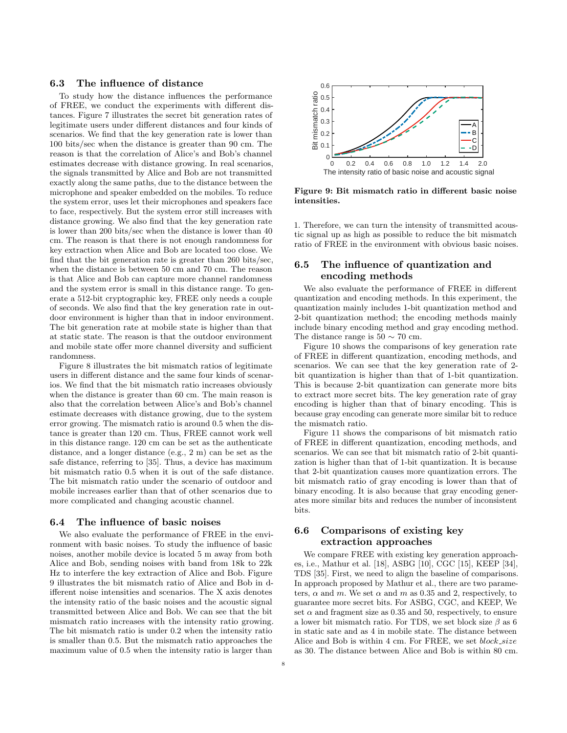### 6.3 The influence of distance

To study how the distance influences the performance of FREE, we conduct the experiments with different distances. Figure 7 illustrates the secret bit generation rates of legitimate users under different distances and four kinds of scenarios. We find that the key generation rate is lower than 100 bits/sec when the distance is greater than 90 cm. The reason is that the correlation of Alice's and Bob's channel estimates decrease with distance growing. In real scenarios, the signals transmitted by Alice and Bob are not transmitted exactly along the same paths, due to the distance between the microphone and speaker embedded on the mobiles. To reduce the system error, uses let their microphones and speakers face to face, respectively. But the system error still increases with distance growing. We also find that the key generation rate is lower than 200 bits/sec when the distance is lower than 40 cm. The reason is that there is not enough randomness for key extraction when Alice and Bob are located too close. We find that the bit generation rate is greater than 260 bits/sec, when the distance is between 50 cm and 70 cm. The reason is that Alice and Bob can capture more channel randomness and the system error is small in this distance range. To generate a 512-bit cryptographic key, FREE only needs a couple of seconds. We also find that the key generation rate in outdoor environment is higher than that in indoor environment. The bit generation rate at mobile state is higher than that at static state. The reason is that the outdoor environment and mobile state offer more channel diversity and sufficient randomness.

Figure 8 illustrates the bit mismatch ratios of legitimate users in different distance and the same four kinds of scenarios. We find that the bit mismatch ratio increases obviously when the distance is greater than 60 cm. The main reason is also that the correlation between Alice's and Bob's channel estimate decreases with distance growing, due to the system error growing. The mismatch ratio is around 0.5 when the distance is greater than 120 cm. Thus, FREE cannot work well in this distance range. 120 cm can be set as the authenticate distance, and a longer distance (e.g., 2 m) can be set as the safe distance, referring to [35]. Thus, a device has maximum bit mismatch ratio 0.5 when it is out of the safe distance. The bit mismatch ratio under the scenario of outdoor and mobile increases earlier than that of other scenarios due to more complicated and changing acoustic channel.

### 6.4 The influence of basic noises

We also evaluate the performance of FREE in the environment with basic noises. To study the influence of basic noises, another mobile device is located 5 m away from both Alice and Bob, sending noises with band from 18k to 22k Hz to interfere the key extraction of Alice and Bob. Figure 9 illustrates the bit mismatch ratio of Alice and Bob in different noise intensities and scenarios. The X axis denotes the intensity ratio of the basic noises and the acoustic signal transmitted between Alice and Bob. We can see that the bit mismatch ratio increases with the intensity ratio growing. The bit mismatch ratio is under 0.2 when the intensity ratio is smaller than 0.5. But the mismatch ratio approaches the maximum value of 0.5 when the intensity ratio is larger than 1. Therefore, we can turn the intensity of transmitted acoustic signal up as high as possible to reduce the bit mismatch ratio of FREE in the environment with obvious basic noises.

**Figure 9: Bit mismatch ratio in different basic noise intensities.**

### 6.5 The influence of quantization and encoding methods

We also evaluate the performance of FREE in different quantization and encoding methods. In this experiment, the quantization mainly includes 1-bit quantization method and 2-bit quantization method; the encoding methods mainly include binary encoding method and gray encoding method. The distance range is 50 $\sim$ 70 cm.

Figure 10 shows the comparisons of key generation rate of FREE in different quantization, encoding methods, and scenarios. We can see that the key generation rate of 2-bit quantization is higher than that of 1-bit quantization. This is because 2-bit quantization can generate more bits to extract more secret bits. The key generation rate of gray encoding is higher than that of binary encoding. This is because gray encoding can generate more similar bit to reduce the mismatch ratio.

Figure 11 shows the comparisons of bit mismatch ratio of FREE in different quantization, encoding methods, and scenarios. We can see that bit mismatch ratio of 2-bit quantization is higher than that of 1-bit quantization. It is because that 2-bit quantization causes more quantization errors. The bit mismatch ratio of gray encoding is lower than that of binary encoding. It is also because that gray encoding generates more similar bits and reduces the number of inconsistent bits.

### 6.6 Comparisons of existing key extraction approaches

We compare FREE with existing key generation approaches, i.e., Mathur et al. [18], ASBG [10], CGC [15], KEEP [34], TDS [35]. First, we need to align the baseline of comparisons. In approach proposed by Mathur et al., there are two parameters, $\alpha$ and $m$. We set $\alpha$ and $m$ as 0.35 and 2, respectively, to guarantee more secret bits. For ASBG, CGC, and KEEP, We set $\alpha$ and fragment size as 0.35 and 50, respectively, to ensure a lower bit mismatch ratio. For TDS, we set block size $\beta$ as 6 in static sate and as 4 in mobile state. The distance between Alice and Bob is within 4 cm. For FREE, we set *block_size* as 30. The distance between Alice and Bob is within 80 cm.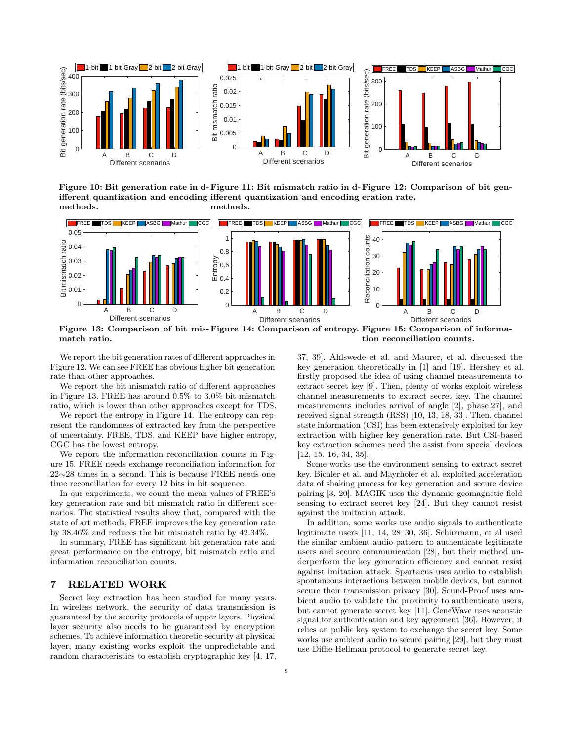Figure 10: Bit generation rate in different quantization and encoding methods.

Figure 11: Bit mismatch ratio in different quantization and encoding methods.

Figure 12: Comparison of bit generation rate.

Figure 13: Comparison of bit mismatch ratio.

Figure 14: Comparison of entropy.

Figure 15: Comparison of information reconciliation counts.

We report the bit generation rates of different approaches in Figure 12. We can see FREE has obvious higher bit generation rate than other approaches.

We report the bit mismatch ratio of different approaches in Figure 13. FREE has around 0.5% to 3.0% bit mismatch ratio, which is lower than other approaches except for TDS.

We report the entropy in Figure 14. The entropy can represent the randomness of extracted key from the perspective of uncertainty. FREE, TDS, and KEEP have higher entropy, CGC has the lowest entropy.

We report the information reconciliation counts in Figure 15. FREE needs exchange reconciliation information for 22∼28 times in a second. This is because FREE needs one time reconciliation for every 12 bits in bit sequence.

In our experiments, we count the mean values of FREE's key generation rate and bit mismatch ratio in different scenarios. The statistical results show that, compared with the state of art methods, FREE improves the key generation rate by 38.46% and reduces the bit mismatch ratio by 42.34%.

In summary, FREE has significant bit generation rate and great performance on the entropy, bit mismatch ratio and information reconciliation counts.

# 7 RELATED WORK

Secret key extraction has been studied for many years. In wireless network, the security of data transmission is guaranteed by the security protocols of upper layers. Physical layer security also needs to be guaranteed by encryption schemes. To achieve information theoretic-security at physical layer, many existing works exploit the unpredictable and random characteristics to establish cryptographic key [4, 17, 37, 39]. Ahlswede et al. and Maurer, et al. discussed the key generation theoretically in [1] and [19]. Hershey et al. firstly proposed the idea of using channel measurements to extract secret key [9]. Then, plenty of works exploit wireless channel measurements to extract secret key. The channel measurements includes arrival of angle [2], phase[27], and received signal strength (RSS) [10, 13, 18, 33]. Then, channel state information (CSI) has been extensively exploited for key extraction with higher key generation rate. But CSI-based key extraction schemes need the assist from special devices [12, 15, 16, 34, 35].

Some works use the environment sensing to extract secret key. Bichler et al. and Mayrhofer et al. exploited acceleration data of shaking process for key generation and secure device pairing [3, 20]. MAGIK uses the dynamic geomagnetic field sensing to extract secret key [24]. But they cannot resist against the imitation attack.

In addition, some works use audio signals to authenticate legitimate users [11, 14, 28–30, 36]. Schürmann, et al used the similar ambient audio pattern to authenticate legitimate users and secure communication [28], but their method underperform the key generation efficiency and cannot resist against imitation attack. Spartacus uses audio to establish spontaneous interactions between mobile devices, but cannot secure their transmission privacy [30]. Sound-Proof uses ambient audio to validate the proximity to authenticate users, but cannot generate secret key [11]. GeneWave uses acoustic signal for authentication and key agreement [36]. However, it relies on public key system to exchange the secret key. Some works use ambient audio to secure pairing [29], but they must use Diffie-Hellman protocol to generate secret key.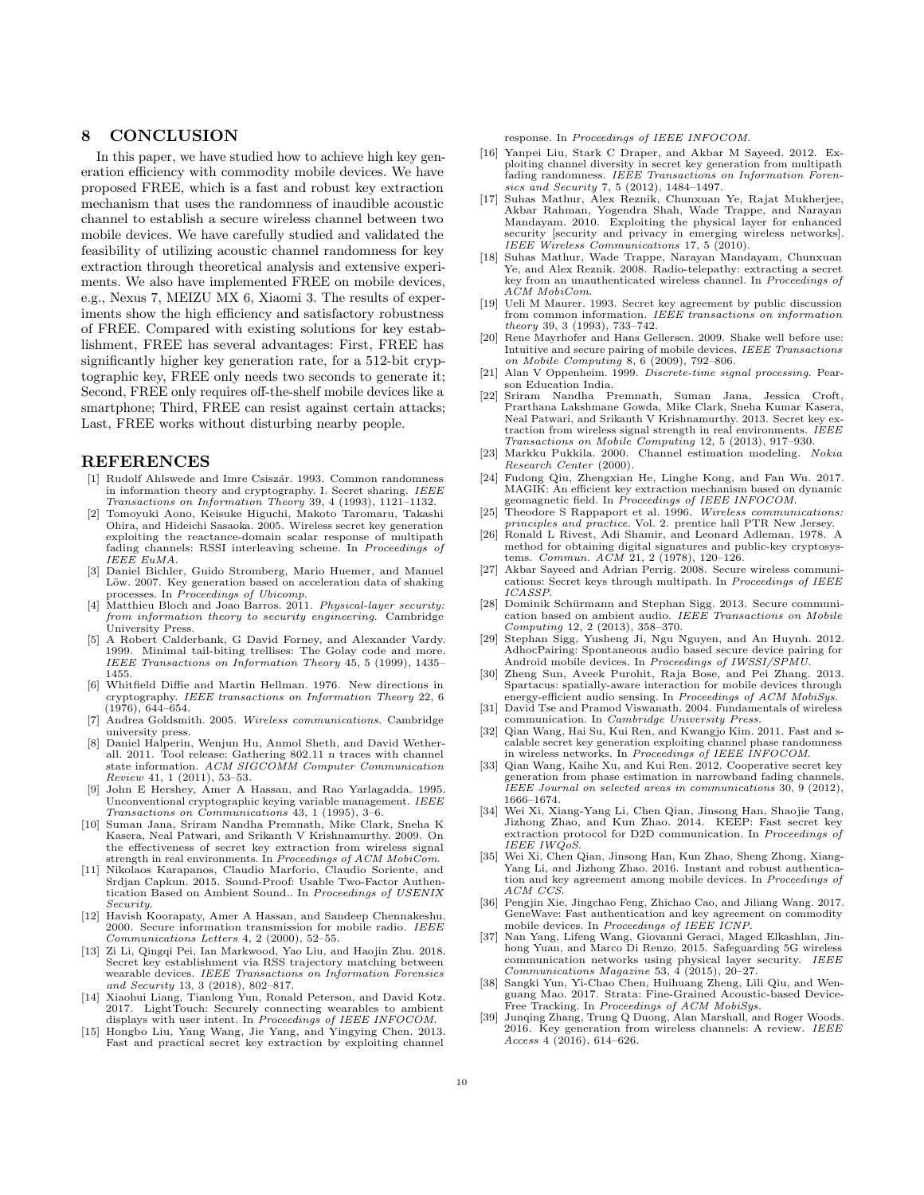## 8 CONCLUSION

In this paper, we have studied how to achieve high key generation efficiency with commodity mobile devices. We have proposed FREE, which is a fast and robust key extraction mechanism that uses the randomness of inaudible acoustic channel to establish a secure wireless channel between two mobile devices. We have carefully studied and validated the feasibility of utilizing acoustic channel randomness for key extraction through theoretical analysis and extensive experiments. We also have implemented FREE on mobile devices, e.g., Nexus 7, MEIZU MX 6, Xiaomi 3. The results of experiments show the high efficiency and satisfactory robustness of FREE. Compared with existing solutions for key establishment, FREE has several advantages: First, FREE has significantly higher key generation rate, for a 512-bit cryptographic key, FREE only needs two seconds to generate it; Second, FREE only requires off-the-shelf mobile devices like a smartphone; Third, FREE can resist against certain attacks; Last, FREE works without disturbing nearby people.

## REFERENCES

[1] Rudolf Ahlswede and Imre Csiszár. 1993. Common randomness in information theory and cryptography. I. Secret sharing. *IEEE Transactions on Information Theory* 39, 4 (1993), 1121–1132.

[2] Tomoyuki Aono, Keisuke Higuchi, Makoto Taromaru, Takashi Ohira, and Hideichi Sasaoka. 2005. Wireless secret key generation exploiting the reactance-domain scalar response of multipath fading channels: RSSI interleaving scheme. In *Proceedings of IEEE EuMA*.

[3] Daniel Bichler, Guido Stromberg, Mario Huemer, and Manuel Löw. 2007. Key generation based on acceleration data of shaking processes. In *Proceedings of Ubicomp*.

[4] Matthieu Bloch and Joao Barros. 2011. *Physical-layer security: from information theory to security engineering*. Cambridge University Press.

[5] A Robert Calderbank, G David Forney, and Alexander Vardy. 1999. Minimal tail-biting trellises: The Golay code and more. *IEEE Transactions on Information Theory* 45, 5 (1999), 1435–1455.

[6] Whitfield Diffie and Martin Hellman. 1976. New directions in cryptography. *IEEE transactions on Information Theory* 22, 6 (1976), 644–654.

[7] Andrea Goldsmith. 2005. *Wireless communications*. Cambridge university press.

[8] Daniel Halperin, Wenjun Hu, Anmol Sheth, and David Wetherall. 2011. Tool release: Gathering 802.11 n traces with channel state information. *ACM SIGCOMM Computer Communication Review* 41, 1 (2011), 53–53.

[9] John E Hershey, Amer A Hassan, and Rao Yarlagadda. 1995. Unconventional cryptographic keying variable management. *IEEE Transactions on Communications* 43, 1 (1995), 3–6.

[10] Suman Jana, Sriram Nandha Premnath, Mike Clark, Sneha K Kasera, Neal Patwari, and Srikanth V Krishnamurthy. 2009. On the effectiveness of secret key extraction from wireless signal strength in real environments. In *Proceedings of ACM MobiCom*.

[11] Nikolaos Karapanos, Claudio Marforio, Claudio Soriente, and Srdjan Capkun. 2015. Sound-Proof: Usable Two-Factor Authentication Based on Ambient Sound.. In *Proceedings of USENIX Security*.

[12] Havish Koorapaty, Amer A Hassan, and Sandeep Chennakeshu. 2000. Secure information transmission for mobile radio. *IEEE Communications Letters* 4, 2 (2000), 52–55.

[13] Zi Li, Qingqi Pei, Ian Markwood, Yao Liu, and Haojin Zhu. 2018. Secret key establishment via RSS trajectory matching between wearable devices. *IEEE Transactions on Information Forensics and Security* 13, 3 (2018), 802–817.

[14] Xiaohui Liang, Tianlong Yun, Ronald Peterson, and David Kotz. 2017. LightTouch: Securely connecting wearables to ambient displays with user intent. In *Proceedings of IEEE INFOCOM*.

[15] Hongbo Liu, Yang Wang, Jie Yang, and Yingying Chen. 2013. Fast and practical secret key extraction by exploiting channel response. In *Proceedings of IEEE INFOCOM*.

[16] Yanpei Liu, Stark C Draper, and Akbar M Sayeed. 2012. Exploiting channel diversity in secret key generation from multipath fading randomness. *IEEE Transactions on Information Forensics and Security* 7, 5 (2012), 1484–1497.

[17] Suhas Mathur, Alex Reznik, Chunxuan Ye, Rajat Mukherjee, Akbar Rahman, Yogendra Shah, Wade Trappe, and Narayan Mandayam. 2010. Exploiting the physical layer for enhanced security [security and privacy in emerging wireless networks]. *IEEE Wireless Communications* 17, 5 (2010).

[18] Suhas Mathur, Wade Trappe, Narayan Mandayam, Chunxuan Ye, and Alex Reznik. 2008. Radio-telepathy: extracting a secret key from an unauthenticated wireless channel. In *Proceedings of ACM MobiCom*.

[19] Ueli M Maurer. 1993. Secret key agreement by public discussion from common information. *IEEE transactions on information theory* 39, 3 (1993), 733–742.

[20] Rene Mayrhofer and Hans Gellersen. 2009. Shake well before use: Intuitive and secure pairing of mobile devices. *IEEE Transactions on Mobile Computing* 8, 6 (2009), 792–806.

[21] Alan V Oppenheim. 1999. *Discrete-time signal processing*. Pearson Education India.

[22] Sriram Nandha Premnath, Suman Jana, Jessica Croft, Prarthana Lakshmane Gowda, Mike Clark, Sneha Kumar Kasera, Neal Patwari, and Srikanth V Krishnamurthy. 2013. Secret key extraction from wireless signal strength in real environments. *IEEE Transactions on Mobile Computing* 12, 5 (2013), 917–930.

[23] Markku Pukkila. 2000. Channel estimation modeling. *Nokia Research Center* (2000).

[24] Fudong Qiu, Zhengxian He, Linghe Kong, and Fan Wu. 2017. MAGIK: An efficient key extraction mechanism based on dynamic geomagnetic field. In *Proceedings of IEEE INFOCOM*.

[25] Theodore S Rappaport et al. 1996. *Wireless communications: principles and practice*. Vol. 2. prentice hall PTR New Jersey.

[26] Ronald L Rivest, Adi Shamir, and Leonard Adleman. 1978. A method for obtaining digital signatures and public-key cryptosystems. *Commun. ACM* 21, 2 (1978), 120–126.

[27] Akbar Sayeed and Adrian Perrig. 2008. Secure wireless communications: Secret keys through multipath. In *Proceedings of IEEE ICASSP*.

[28] Dominik Schürmann and Stephan Sigg. 2013. Secure communication based on ambient audio. *IEEE Transactions on Mobile Computing* 12, 2 (2013), 358–370.

[29] Stephan Sigg, Yusheng Ji, Ngu Nguyen, and An Huynh. 2012. AdhocPairing: Spontaneous audio based secure device pairing for Android mobile devices. In *Proceedings of IWSSI/SPMU*.

[30] Zheng Sun, Aveek Purohit, Raja Bose, and Pei Zhang. 2013. Spartacus: spatially-aware interaction for mobile devices through energy-efficient audio sensing. In *Proceedings of ACM MobiSys*.

[31] David Tse and Pramod Viswanath. 2004. Fundamentals of wireless communication. In *Cambridge University Press*.

[32] Qian Wang, Hai Su, Kui Ren, and Kwangjo Kim. 2011. Fast and scalable secret key generation exploiting channel phase randomness in wireless networks. In *Proceedings of IEEE INFOCOM*.

[33] Qian Wang, Kaihe Xu, and Kui Ren. 2012. Cooperative secret key generation from phase estimation in narrowband fading channels. *IEEE Journal on selected areas in communications* 30, 9 (2012), 1666–1674.

[34] Wei Xi, Xiang-Yang Li, Chen Qian, Jinsong Han, Shaojie Tang, Jizhong Zhao, and Kun Zhao. 2014. KEEP: Fast secret key extraction protocol for D2D communication. In *Proceedings of IEEE IWQoS*.

[35] Wei Xi, Chen Qian, Jinsong Han, Kun Zhao, Sheng Zhong, Xiang-Yang Li, and Jizhong Zhao. 2016. Instant and robust authentication and key agreement among mobile devices. In *Proceedings of ACM CCS*.

[36] Pengjin Xie, Jingchao Feng, Zhichao Cao, and Jiliang Wang. 2017. GeneWave: Fast authentication and key agreement on commodity mobile devices. In *Proceedings of IEEE ICNP*.

[37] Nan Yang, Lifeng Wang, Giovanni Geraci, Maged Elkashlan, Jinhong Yuan, and Marco Di Renzo. 2015. Safeguarding 5G wireless communication networks using physical layer security. *IEEE Communications Magazine* 53, 4 (2015), 20–27.

[38] Sangki Yun, Yi-Chao Chen, Huihuang Zheng, Lili Qiu, and Wenguang Mao. 2017. Strata: Fine-Grained Acoustic-based Device-Free Tracking. In *Proceedings of ACM MobiSys*.

[39] Junqing Zhang, Trung Q Duong, Alan Marshall, and Roger Woods. 2016. Key generation from wireless channels: A review. *IEEE Access* 4 (2016), 614–626.